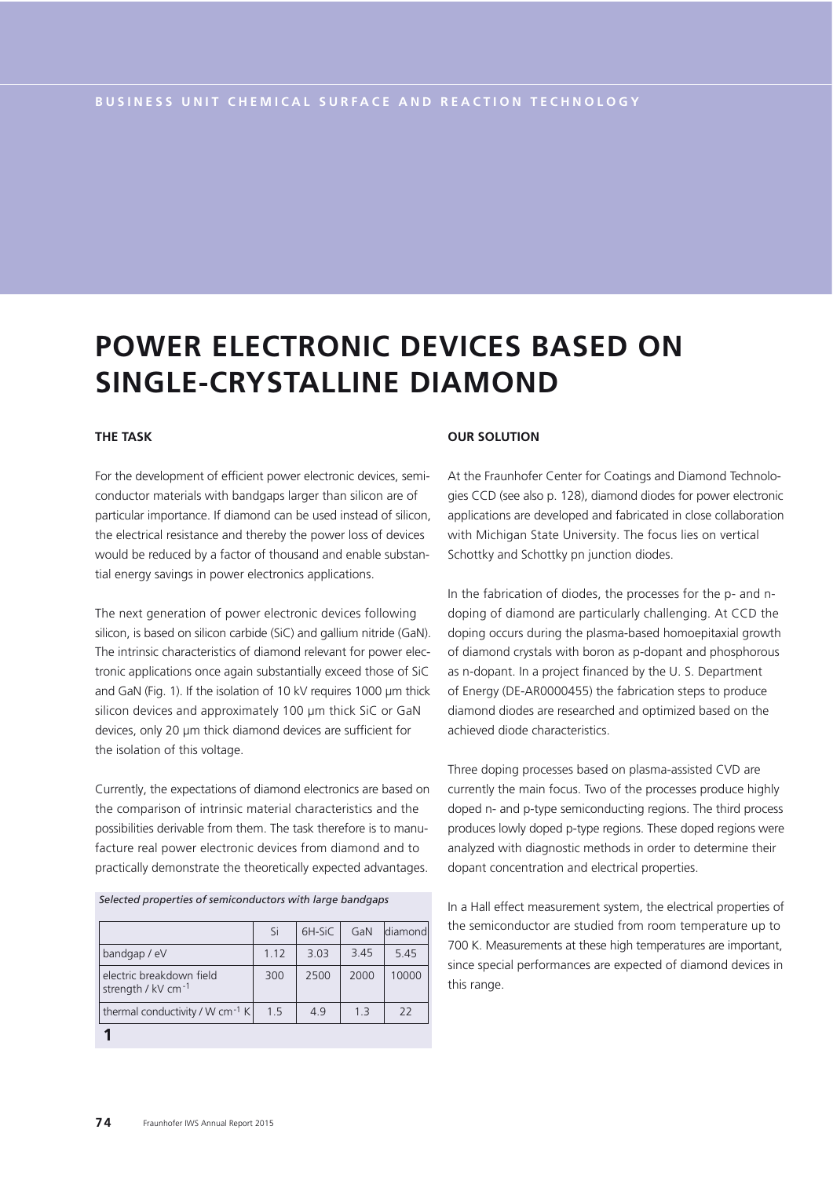BUSINESS UNIT CHEMICAL SURFACE AND REACTION TECHNOLOGY

# POWER ELECTRONIC DEVICES BASED ON SINGLE-CRYSTALLINE DIAMOND

## THE TASK

For the development of efficient power electronic devices, semiconductor materials with bandgaps larger than silicon are of particular importance. If diamond can be used instead of silicon, the electrical resistance and thereby the power loss of devices would be reduced by a factor of thousand and enable substantial energy savings in power electronics applications.

The next generation of power electronic devices following silicon, is based on silicon carbide (SiC) and gallium nitride (GaN). The intrinsic characteristics of diamond relevant for power electronic applications once again substantially exceed those of SiC and GaN (Fig. 1). If the isolation of 10 kV requires 1000 µm thick silicon devices and approximately 100 µm thick SiC or GaN devices, only 20 µm thick diamond devices are sufficient for the isolation of this voltage.

Currently, the expectations of diamond electronics are based on the comparison of intrinsic material characteristics and the possibilities derivable from them. The task therefore is to manufacture real power electronic devices from diamond and to practically demonstrate the theoretically expected advantages.

*Selected properties of semiconductors with large bandgaps*

| | Si | 6H-SiC | GaN | diamond |
|---|---|---|---|---|
| bandgap / eV | 1.12 | 3.03 | 3.45 | 5.45 |
| electric breakdown field strength / kV $cm^{-1}$ | 300 | 2500 | 2000 | 10000 |
| thermal conductivity / W $cm^{-1}$ K | 1.5 | 4.9 | 1.3 | 22 |

**1**

## OUR SOLUTION

At the Fraunhofer Center for Coatings and Diamond Technologies CCD (see also p. 128), diamond diodes for power electronic applications are developed and fabricated in close collaboration with Michigan State University. The focus lies on vertical Schottky and Schottky pn junction diodes.

In the fabrication of diodes, the processes for the p- and n-doping of diamond are particularly challenging. At CCD the doping occurs during the plasma-based homoepitaxial growth of diamond crystals with boron as p-dopant and phosphorous as n-dopant. In a project financed by the U. S. Department of Energy (DE-AR0000455) the fabrication steps to produce diamond diodes are researched and optimized based on the achieved diode characteristics.

Three doping processes based on plasma-assisted CVD are currently the main focus. Two of the processes produce highly doped n- and p-type semiconducting regions. The third process produces lowly doped p-type regions. These doped regions were analyzed with diagnostic methods in order to determine their dopant concentration and electrical properties.

In a Hall effect measurement system, the electrical properties of the semiconductor are studied from room temperature up to 700 K. Measurements at these high temperatures are important, since special performances are expected of diamond devices in this range.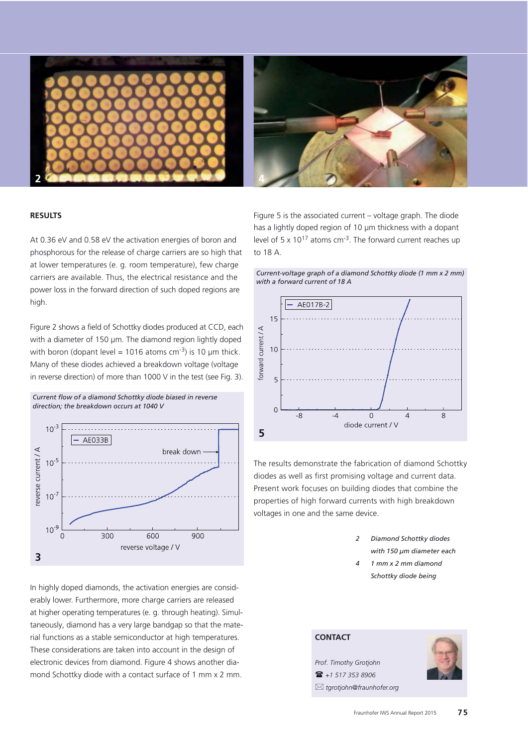## RESULTS

At 0.36 eV and 0.58 eV the activation energies of boron and phosphorous for the release of charge carriers are so high that at lower temperatures (e. g. room temperature), few charge carriers are available. Thus, the electrical resistance and the power loss in the forward direction of such doped regions are high.

Figure 2 shows a field of Schottky diodes produced at CCD, each with a diameter of 150 µm. The diamond region lightly doped with boron (dopant level = 1016 atoms $cm^{-3}$) is 10 µm thick. Many of these diodes achieved a breakdown voltage (voltage in reverse direction) of more than 1000 V in the test (see Fig. 3).

*Current flow of a diamond Schottky diode biased in reverse direction; the breakdown occurs at 1040 V*

AE033B
break down
reverse current / A
$10^{-3}$
$10^{-5}$
$10^{-7}$
$10^{-9}$
0
300
600
900
reverse voltage / V

3

In highly doped diamonds, the activation energies are considerably lower. Furthermore, more charge carriers are released at higher operating temperatures (e. g. through heating). Simultaneously, diamond has a very large bandgap so that the material functions as a stable semiconductor at high temperatures. These considerations are taken into account in the design of electronic devices from diamond. Figure 4 shows another diamond Schottky diode with a contact surface of 1 mm x 2 mm.

Figure 5 is the associated current – voltage graph. The diode has a lightly doped region of 10 µm thickness with a dopant level of 5 x $10^{17}$ atoms $cm^{-3}$. The forward current reaches up to 18 A.

*Current-voltage graph of a diamond Schottky diode (1 mm x 2 mm) with a forward current of 18 A*

AE017B-2
forward current / A
15
10
5
0
-8
-4
0
4
8
diode current / V

5

The results demonstrate the fabrication of diamond Schottky diodes as well as first promising voltage and current data. Present work focuses on building diodes that combine the properties of high forward currents with high breakdown voltages in one and the same device.

*2 Diamond Schottky diodes with 150 µm diameter each*

*4 1 mm x 2 mm diamond Schottky diode being*

### CONTACT

*Prof. Timothy Grotjohn*

*+1 517 353 8906*

*tgrotjohn@fraunhofer.org*